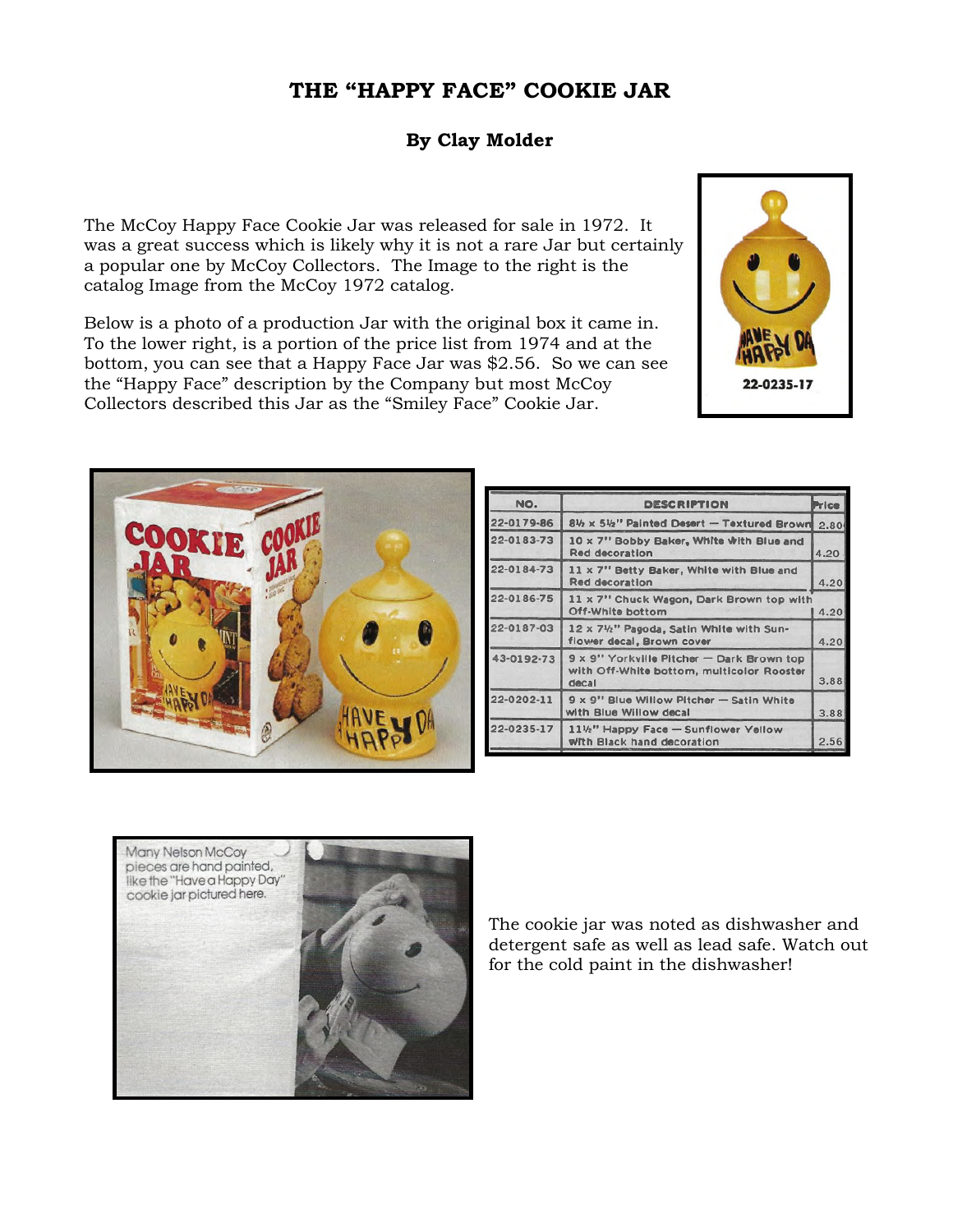# THE "HAPPY FACE" COOKIE JAR

### By Clay Molder

The McCoy Happy Face Cookie Jar was released for sale in 1972. It was a great success which is likely why it is not a rare Jar but certainly a popular one by McCoy Collectors. The Image to the right is the catalog Image from the McCoy 1972 catalog.

Below is a photo of a production Jar with the original box it came in. To the lower right, is a portion of the price list from 1974 and at the bottom, you can see that a Happy Face Jar was $2.56. So we can see the "Happy Face" description by the Company but most McCoy Collectors described this Jar as the "Smiley Face" Cookie Jar.

22-0235-17

| NO. | DESCRIPTION | Price |
|---|---|---|
| 22-0179-86 | 8½ x 5½" Painted Desert — Textured Brown | 2.80 |
| 22-0183-73 | 10 x 7" Bobby Baker, White with Blue and Red decoration | 4.20 |
| 22-0184-73 | 11 x 7" Betty Baker, White with Blue and Red decoration | 4.20 |
| 22-0186-75 | 11 x 7" Chuck Wagon, Dark Brown top with Off-White bottom | 4.20 |
| 22-0187-03 | 12 x 7½" Pagoda, Satin White with Sunflower decal, Brown cover | 4.20 |
| 43-0192-73 | 9 x 9" Yorkville Pitcher — Dark Brown top with Off-White bottom, multicolor Rooster decal | 3.88 |
| 22-0202-11 | 9 x 9" Blue Willow Pitcher — Satin White with Blue Willow decal | 3.88 |
| 22-0235-17 | 11½" Happy Face — Sunflower Yellow with Black hand decoration | 2.56 |

Many Nelson McCoy pieces are hand painted, like the "Have a Happy Day" cookie jar pictured here.

The cookie jar was noted as dishwasher and detergent safe as well as lead safe. Watch out for the cold paint in the dishwasher!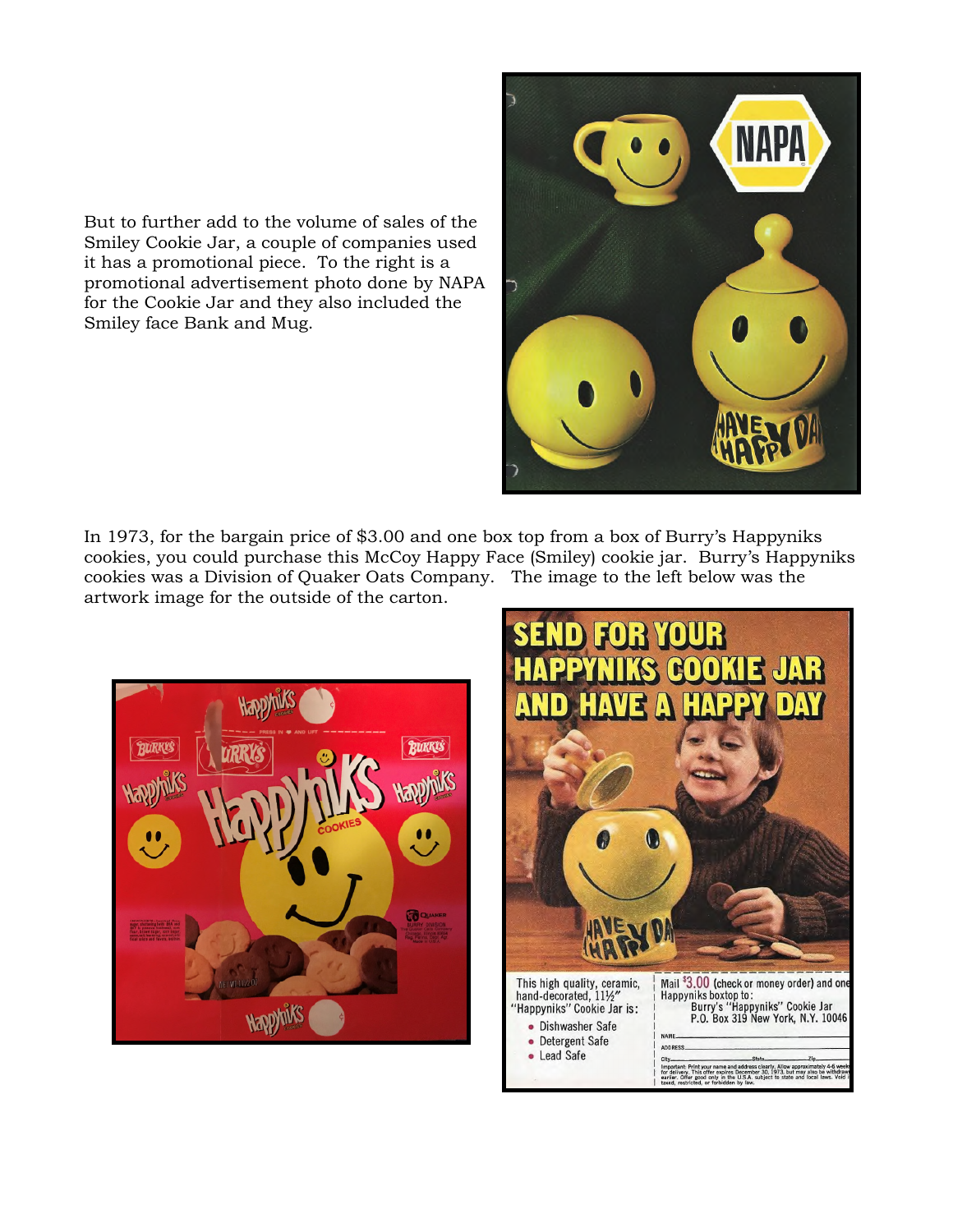But to further add to the volume of sales of the Smiley Cookie Jar, a couple of companies used it has a promotional piece. To the right is a promotional advertisement photo done by NAPA for the Cookie Jar and they also included the Smiley face Bank and Mug.

In 1973, for the bargain price of $3.00 and one box top from a box of Burry's Happyniks cookies, you could purchase this McCoy Happy Face (Smiley) cookie jar. Burry's Happyniks cookies was a Division of Quaker Oats Company. The image to the left below was the artwork image for the outside of the carton.